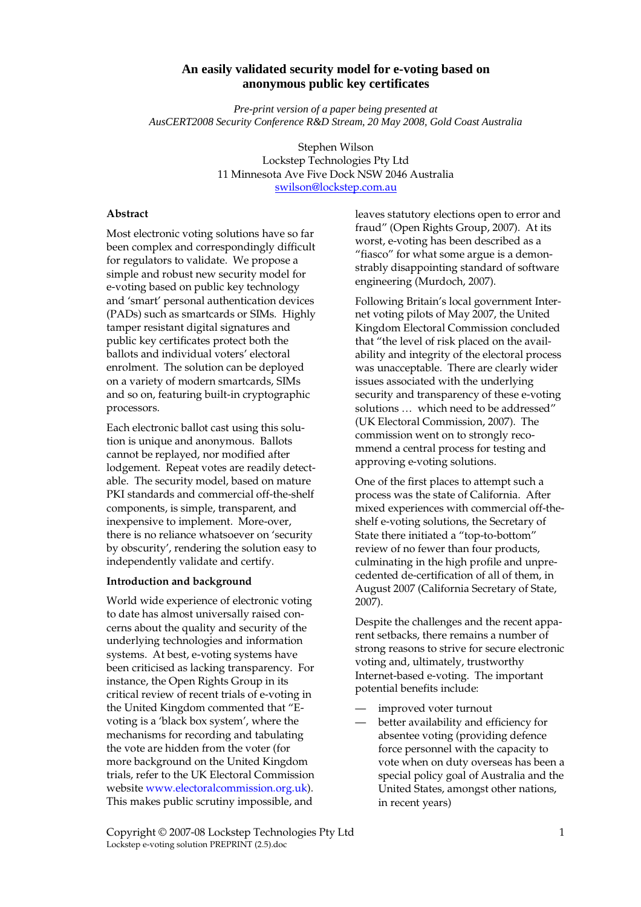# An easily validated security model for e-voting based on anonymous public key certificates

*Pre-print version of a paper being presented at AusCERT2008 Security Conference R&D Stream, 20 May 2008, Gold Coast Australia*

Stephen Wilson
Lockstep Technologies Pty Ltd
11 Minnesota Ave Five Dock NSW 2046 Australia
swilson@lockstep.com.au

### Abstract

Most electronic voting solutions have so far been complex and correspondingly difficult for regulators to validate. We propose a simple and robust new security model for e-voting based on public key technology and 'smart' personal authentication devices (PADs) such as smartcards or SIMs. Highly tamper resistant digital signatures and public key certificates protect both the ballots and individual voters' electoral enrolment. The solution can be deployed on a variety of modern smartcards, SIMs and so on, featuring built-in cryptographic processors.

Each electronic ballot cast using this solution is unique and anonymous. Ballots cannot be replayed, nor modified after lodgement. Repeat votes are readily detectable. The security model, based on mature PKI standards and commercial off-the-shelf components, is simple, transparent, and inexpensive to implement. More-over, there is no reliance whatsoever on 'security by obscurity', rendering the solution easy to independently validate and certify.

### Introduction and background

World wide experience of electronic voting to date has almost universally raised concerns about the quality and security of the underlying technologies and information systems. At best, e-voting systems have been criticised as lacking transparency. For instance, the Open Rights Group in its critical review of recent trials of e-voting in the United Kingdom commented that "E-voting is a 'black box system', where the mechanisms for recording and tabulating the vote are hidden from the voter (for more background on the United Kingdom trials, refer to the UK Electoral Commission website www.electoralcommission.org.uk). This makes public scrutiny impossible, and leaves statutory elections open to error and fraud" (Open Rights Group, 2007). At its worst, e-voting has been described as a "fiasco" for what some argue is a demonstrably disappointing standard of software engineering (Murdoch, 2007).

Following Britain's local government Internet voting pilots of May 2007, the United Kingdom Electoral Commission concluded that "the level of risk placed on the availability and integrity of the electoral process was unacceptable. There are clearly wider issues associated with the underlying security and transparency of these e-voting solutions … which need to be addressed" (UK Electoral Commission, 2007). The commission went on to strongly recommend a central process for testing and approving e-voting solutions.

One of the first places to attempt such a process was the state of California. After mixed experiences with commercial off-the-shelf e-voting solutions, the Secretary of State there initiated a "top-to-bottom" review of no fewer than four products, culminating in the high profile and unprecedented de-certification of all of them, in August 2007 (California Secretary of State, 2007).

Despite the challenges and the recent apparent setbacks, there remains a number of strong reasons to strive for secure electronic voting and, ultimately, trustworthy Internet-based e-voting. The important potential benefits include:

— improved voter turnout
— better availability and efficiency for absentee voting (providing defence force personnel with the capacity to vote when on duty overseas has been a special policy goal of Australia and the United States, amongst other nations, in recent years)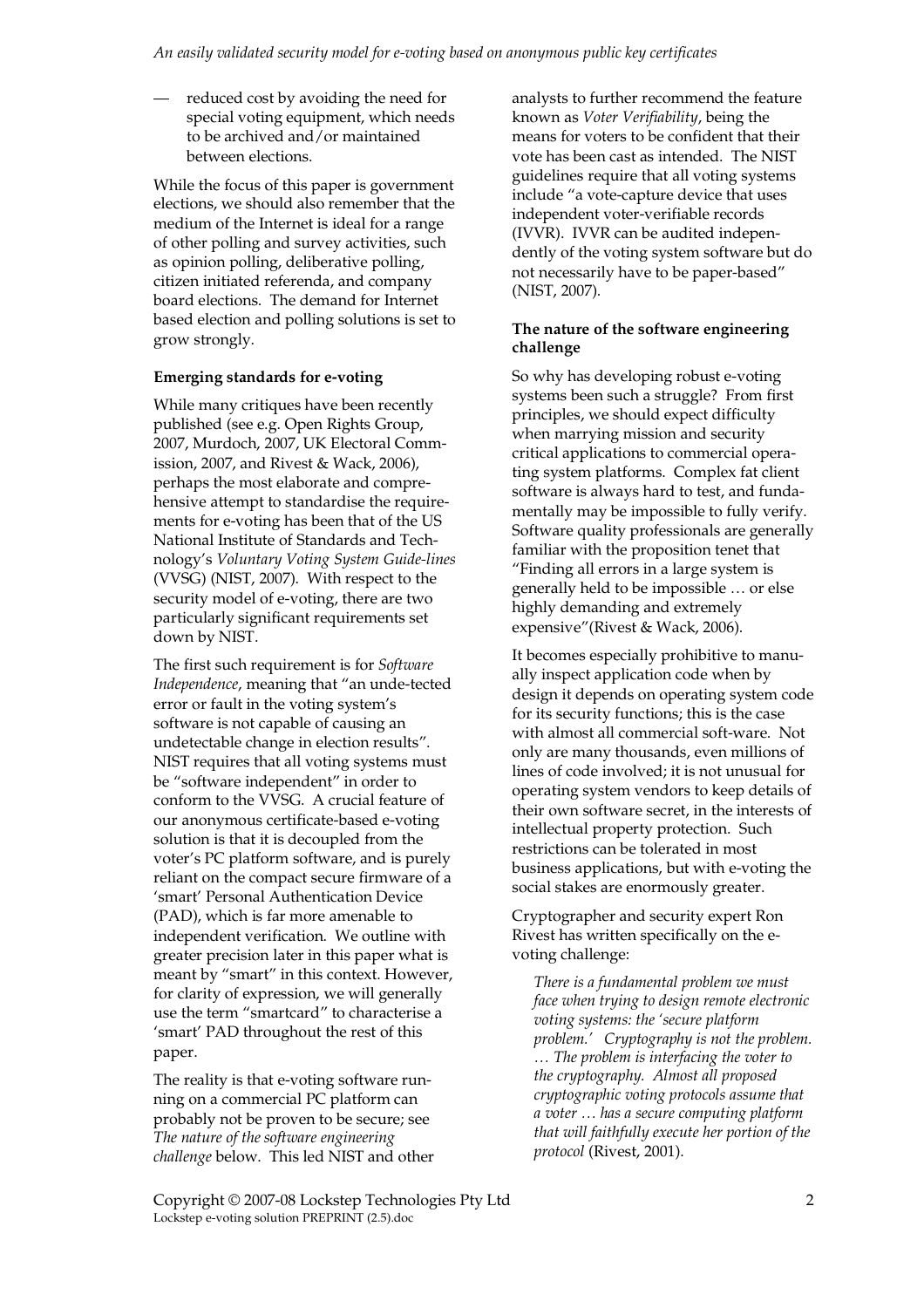— reduced cost by avoiding the need for special voting equipment, which needs to be archived and/or maintained between elections.

While the focus of this paper is government elections, we should also remember that the medium of the Internet is ideal for a range of other polling and survey activities, such as opinion polling, deliberative polling, citizen initiated referenda, and company board elections. The demand for Internet based election and polling solutions is set to grow strongly.

**Emerging standards for e-voting**

While many critiques have been recently published (see e.g. Open Rights Group, 2007, Murdoch, 2007, UK Electoral Commission, 2007, and Rivest & Wack, 2006), perhaps the most elaborate and comprehensive attempt to standardise the requirements for e-voting has been that of the US National Institute of Standards and Technology's *Voluntary Voting System Guide-lines* (VVSG) (NIST, 2007). With respect to the security model of e-voting, there are two particularly significant requirements set down by NIST.

The first such requirement is for *Software Independence*, meaning that "an unde-tected error or fault in the voting system's software is not capable of causing an undetectable change in election results". NIST requires that all voting systems must be "software independent" in order to conform to the VVSG. A crucial feature of our anonymous certificate-based e-voting solution is that it is decoupled from the voter's PC platform software, and is purely reliant on the compact secure firmware of a 'smart' Personal Authentication Device (PAD), which is far more amenable to independent verification. We outline with greater precision later in this paper what is meant by "smart" in this context. However, for clarity of expression, we will generally use the term "smartcard" to characterise a 'smart' PAD throughout the rest of this paper.

The reality is that e-voting software running on a commercial PC platform can probably not be proven to be secure; see *The nature of the software engineering challenge* below. This led NIST and other analysts to further recommend the feature known as *Voter Verifiability*, being the means for voters to be confident that their vote has been cast as intended. The NIST guidelines require that all voting systems include "a vote-capture device that uses independent voter-verifiable records (IVVR). IVVR can be audited independently of the voting system software but do not necessarily have to be paper-based" (NIST, 2007).

**The nature of the software engineering challenge**

So why has developing robust e-voting systems been such a struggle? From first principles, we should expect difficulty when marrying mission and security critical applications to commercial operating system platforms. Complex fat client software is always hard to test, and fundamentally may be impossible to fully verify. Software quality professionals are generally familiar with the proposition tenet that "Finding all errors in a large system is generally held to be impossible … or else highly demanding and extremely expensive"(Rivest & Wack, 2006).

It becomes especially prohibitive to manually inspect application code when by design it depends on operating system code for its security functions; this is the case with almost all commercial soft-ware. Not only are many thousands, even millions of lines of code involved; it is not unusual for operating system vendors to keep details of their own software secret, in the interests of intellectual property protection. Such restrictions can be tolerated in most business applications, but with e-voting the social stakes are enormously greater.

Cryptographer and security expert Ron Rivest has written specifically on the e-voting challenge:

> *There is a fundamental problem we must face when trying to design remote electronic voting systems: the 'secure platform problem.' Cryptography is not the problem. … The problem is interfacing the voter to the cryptography. Almost all proposed cryptographic voting protocols assume that a voter … has a secure computing platform that will faithfully execute her portion of the protocol* (Rivest, 2001).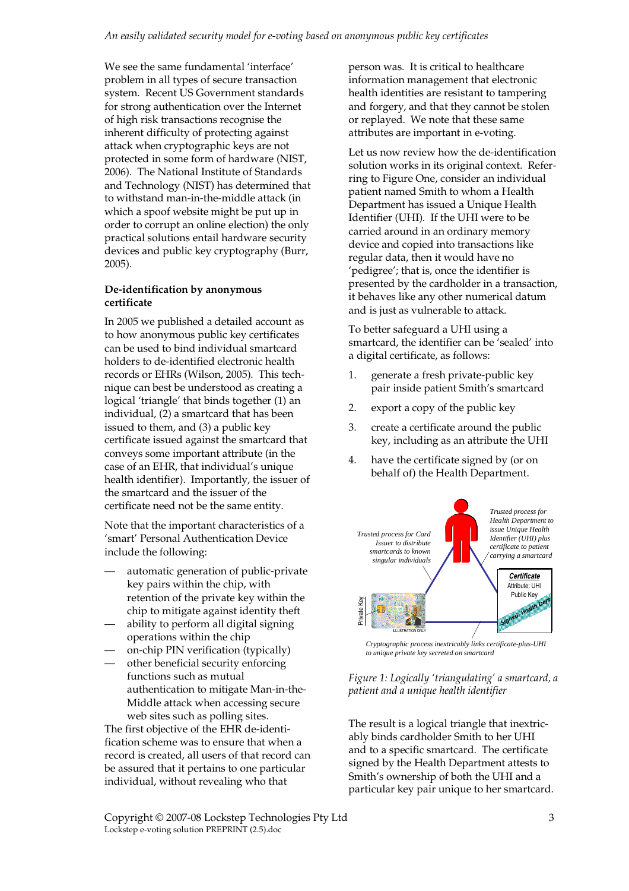We see the same fundamental 'interface' problem in all types of secure transaction system. Recent US Government standards for strong authentication over the Internet of high risk transactions recognise the inherent difficulty of protecting against attack when cryptographic keys are not protected in some form of hardware (NIST, 2006). The National Institute of Standards and Technology (NIST) has determined that to withstand man-in-the-middle attack (in which a spoof website might be put up in order to corrupt an online election) the only practical solutions entail hardware security devices and public key cryptography (Burr, 2005).

**De-identification by anonymous certificate**

In 2005 we published a detailed account as to how anonymous public key certificates can be used to bind individual smartcard holders to de-identified electronic health records or EHRs (Wilson, 2005). This technique can best be understood as creating a logical 'triangle' that binds together (1) an individual, (2) a smartcard that has been issued to them, and (3) a public key certificate issued against the smartcard that conveys some important attribute (in the case of an EHR, that individual's unique health identifier). Importantly, the issuer of the smartcard and the issuer of the certificate need not be the same entity.

Note that the important characteristics of a 'smart' Personal Authentication Device include the following:

- automatic generation of public-private key pairs within the chip, with retention of the private key within the chip to mitigate against identity theft
- ability to perform all digital signing operations within the chip
- on-chip PIN verification (typically)
- other beneficial security enforcing functions such as mutual authentication to mitigate Man-in-the-Middle attack when accessing secure web sites such as polling sites.

The first objective of the EHR de-identification scheme was to ensure that when a record is created, all users of that record can be assured that it pertains to one particular individual, without revealing who that person was. It is critical to healthcare information management that electronic health identities are resistant to tampering and forgery, and that they cannot be stolen or replayed. We note that these same attributes are important in e-voting.

Let us now review how the de-identification solution works in its original context. Referring to Figure One, consider an individual patient named Smith to whom a Health Department has issued a Unique Health Identifier (UHI). If the UHI were to be carried around in an ordinary memory device and copied into transactions like regular data, then it would have no 'pedigree'; that is, once the identifier is presented by the cardholder in a transaction, it behaves like any other numerical datum and is just as vulnerable to attack.

To better safeguard a UHI using a smartcard, the identifier can be 'sealed' into a digital certificate, as follows:

1. generate a fresh private-public key pair inside patient Smith's smartcard
2. export a copy of the public key
3. create a certificate around the public key, including as an attribute the UHI
4. have the certificate signed by (or on behalf of) the Health Department.

*Trusted process for Card Issuer to distribute smartcards to known singular individuals*

*Trusted process for Health Department to issue Unique Health Identifier (UHI) plus certificate to patient carrying a smartcard*

**Certificate** Attribute: UHI Public Key Signed: Health Dept

Private Key

ILLUSTRATION ONLY

*Cryptographic process inextricably links certificate-plus-UHI to unique private key secreted on smartcard*

*Figure 1: Logically 'triangulating' a smartcard, a patient and a unique health identifier*

The result is a logical triangle that inextricably binds cardholder Smith to her UHI and to a specific smartcard. The certificate signed by the Health Department attests to Smith's ownership of both the UHI and a particular key pair unique to her smartcard.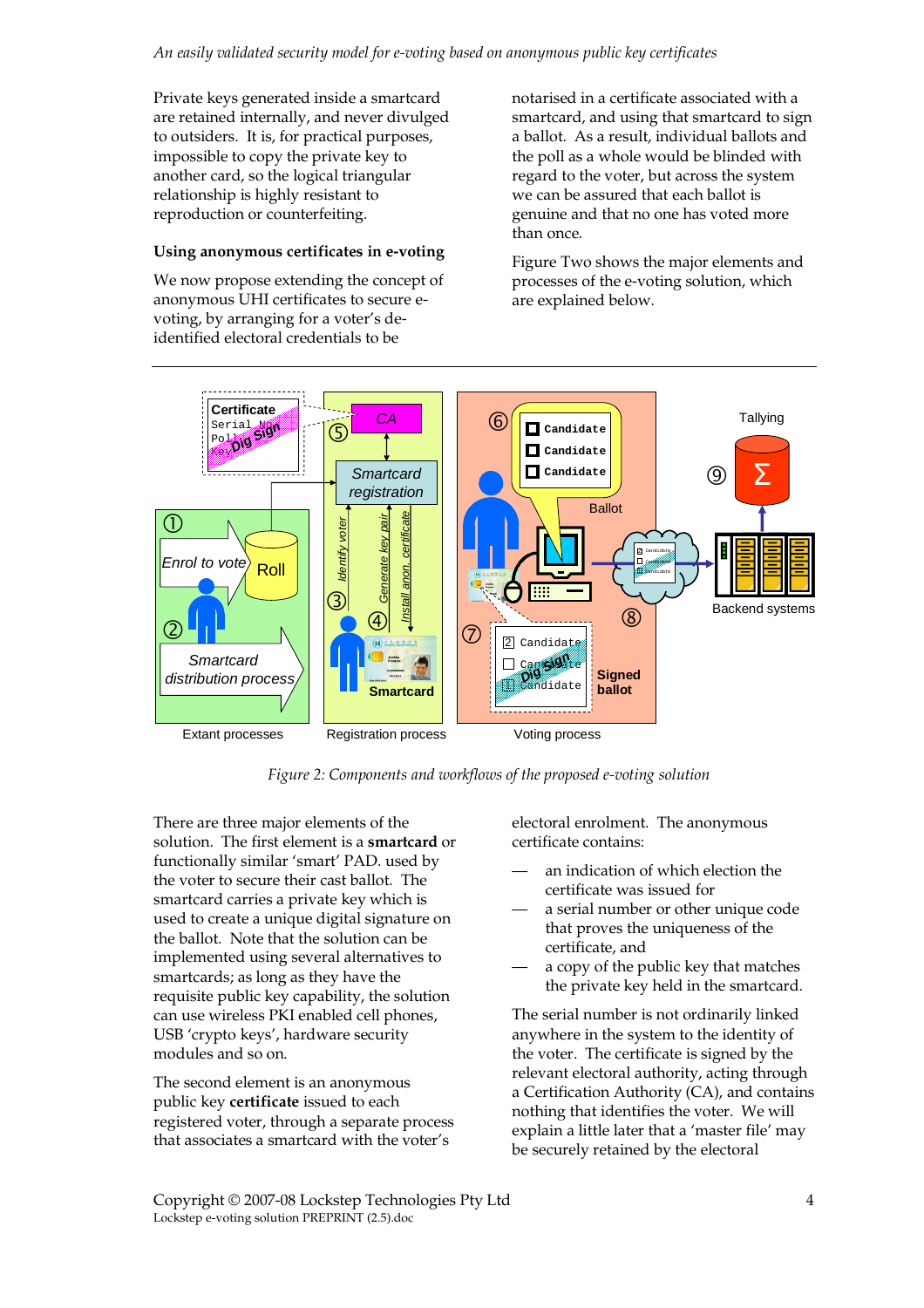Private keys generated inside a smartcard are retained internally, and never divulged to outsiders. It is, for practical purposes, impossible to copy the private key to another card, so the logical triangular relationship is highly resistant to reproduction or counterfeiting.

### Using anonymous certificates in e-voting

We now propose extending the concept of anonymous UHI certificates to secure e-voting, by arranging for a voter's de-identified electoral credentials to be notarised in a certificate associated with a smartcard, and using that smartcard to sign a ballot. As a result, individual ballots and the poll as a whole would be blinded with regard to the voter, but across the system we can be assured that each ballot is genuine and that no one has voted more than once.

Figure Two shows the major elements and processes of the e-voting solution, which are explained below.

*Figure 2: Components and workflows of the proposed e-voting solution*

There are three major elements of the solution. The first element is a **smartcard** or functionally similar 'smart' PAD. used by the voter to secure their cast ballot. The smartcard carries a private key which is used to create a unique digital signature on the ballot. Note that the solution can be implemented using several alternatives to smartcards; as long as they have the requisite public key capability, the solution can use wireless PKI enabled cell phones, USB 'crypto keys', hardware security modules and so on.

The second element is an anonymous public key **certificate** issued to each registered voter, through a separate process that associates a smartcard with the voter's electoral enrolment. The anonymous certificate contains:

- an indication of which election the certificate was issued for
- a serial number or other unique code that proves the uniqueness of the certificate, and
- a copy of the public key that matches the private key held in the smartcard.

The serial number is not ordinarily linked anywhere in the system to the identity of the voter. The certificate is signed by the relevant electoral authority, acting through a Certification Authority (CA), and contains nothing that identifies the voter. We will explain a little later that a 'master file' may be securely retained by the electoral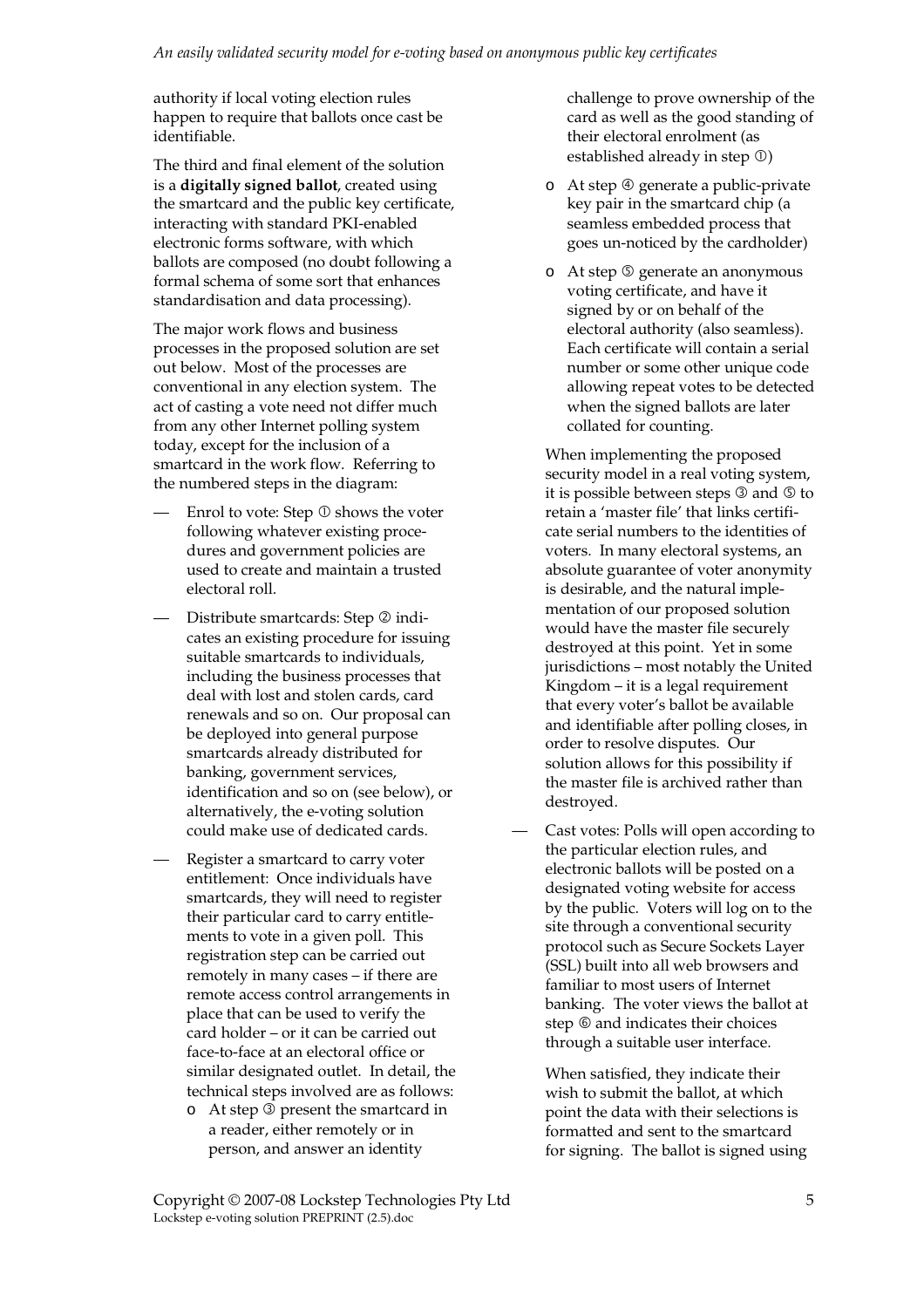authority if local voting election rules happen to require that ballots once cast be identifiable.

The third and final element of the solution is a **digitally signed ballot**, created using the smartcard and the public key certificate, interacting with standard PKI-enabled electronic forms software, with which ballots are composed (no doubt following a formal schema of some sort that enhances standardisation and data processing).

The major work flows and business processes in the proposed solution are set out below. Most of the processes are conventional in any election system. The act of casting a vote need not differ much from any other Internet polling system today, except for the inclusion of a smartcard in the work flow. Referring to the numbered steps in the diagram:

- Enrol to vote: Step ① shows the voter following whatever existing procedures and government policies are used to create and maintain a trusted electoral roll.
- Distribute smartcards: Step ② indicates an existing procedure for issuing suitable smartcards to individuals, including the business processes that deal with lost and stolen cards, card renewals and so on. Our proposal can be deployed into general purpose smartcards already distributed for banking, government services, identification and so on (see below), or alternatively, the e-voting solution could make use of dedicated cards.
- Register a smartcard to carry voter entitlement: Once individuals have smartcards, they will need to register their particular card to carry entitlements to vote in a given poll. This registration step can be carried out remotely in many cases – if there are remote access control arrangements in place that can be used to verify the card holder – or it can be carried out face-to-face at an electoral office or similar designated outlet. In detail, the technical steps involved are as follows:
  - At step ③ present the smartcard in a reader, either remotely or in person, and answer an identity challenge to prove ownership of the card as well as the good standing of their electoral enrolment (as established already in step ①)
  - At step ④ generate a public-private key pair in the smartcard chip (a seamless embedded process that goes un-noticed by the cardholder)
  - At step ⑤ generate an anonymous voting certificate, and have it signed by or on behalf of the electoral authority (also seamless). Each certificate will contain a serial number or some other unique code allowing repeat votes to be detected when the signed ballots are later collated for counting.

  When implementing the proposed security model in a real voting system, it is possible between steps ③ and ⑤ to retain a 'master file' that links certificate serial numbers to the identities of voters. In many electoral systems, an absolute guarantee of voter anonymity is desirable, and the natural implementation of our proposed solution would have the master file securely destroyed at this point. Yet in some jurisdictions – most notably the United Kingdom – it is a legal requirement that every voter's ballot be available and identifiable after polling closes, in order to resolve disputes. Our solution allows for this possibility if the master file is archived rather than destroyed.
- Cast votes: Polls will open according to the particular election rules, and electronic ballots will be posted on a designated voting website for access by the public. Voters will log on to the site through a conventional security protocol such as Secure Sockets Layer (SSL) built into all web browsers and familiar to most users of Internet banking. The voter views the ballot at step ⑥ and indicates their choices through a suitable user interface.

  When satisfied, they indicate their wish to submit the ballot, at which point the data with their selections is formatted and sent to the smartcard for signing. The ballot is signed using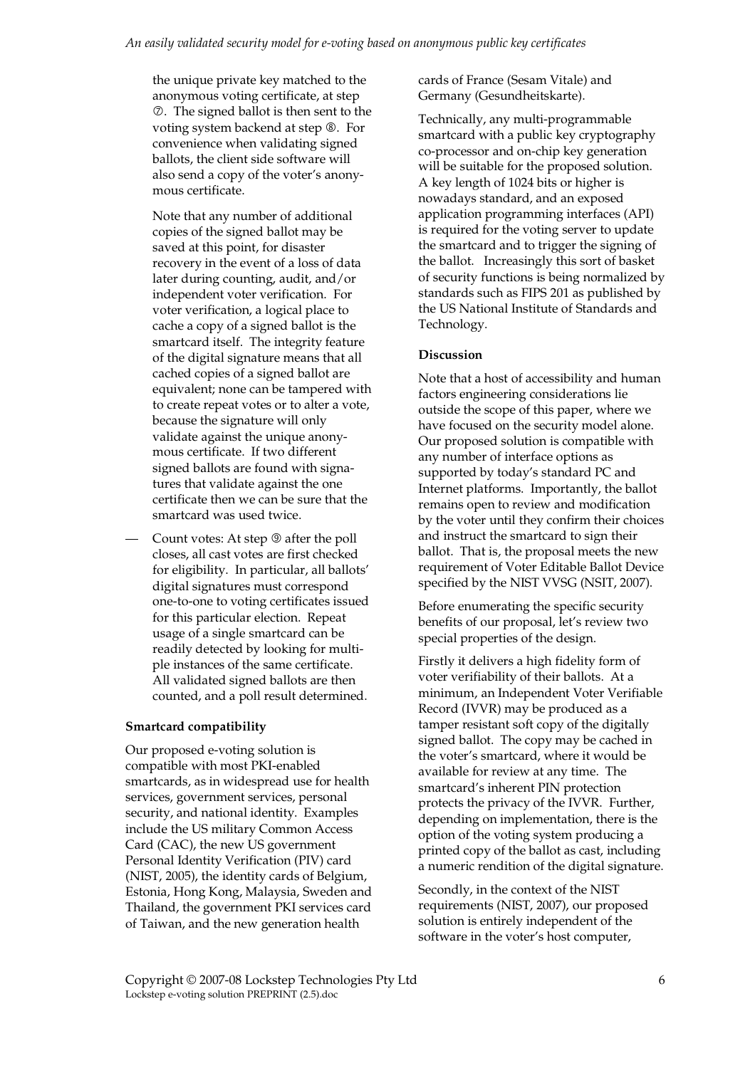the unique private key matched to the anonymous voting certificate, at step ⑦. The signed ballot is then sent to the voting system backend at step ⑧. For convenience when validating signed ballots, the client side software will also send a copy of the voter's anonymous certificate.

Note that any number of additional copies of the signed ballot may be saved at this point, for disaster recovery in the event of a loss of data later during counting, audit, and/or independent voter verification. For voter verification, a logical place to cache a copy of a signed ballot is the smartcard itself. The integrity feature of the digital signature means that all cached copies of a signed ballot are equivalent; none can be tampered with to create repeat votes or to alter a vote, because the signature will only validate against the unique anonymous certificate. If two different signed ballots are found with signatures that validate against the one certificate then we can be sure that the smartcard was used twice.

— Count votes: At step ⑨ after the poll closes, all cast votes are first checked for eligibility. In particular, all ballots' digital signatures must correspond one-to-one to voting certificates issued for this particular election. Repeat usage of a single smartcard can be readily detected by looking for multiple instances of the same certificate. All validated signed ballots are then counted, and a poll result determined.

**Smartcard compatibility**

Our proposed e-voting solution is compatible with most PKI-enabled smartcards, as in widespread use for health services, government services, personal security, and national identity. Examples include the US military Common Access Card (CAC), the new US government Personal Identity Verification (PIV) card (NIST, 2005), the identity cards of Belgium, Estonia, Hong Kong, Malaysia, Sweden and Thailand, the government PKI services card of Taiwan, and the new generation health cards of France (Sesam Vitale) and Germany (Gesundheitskarte).

Technically, any multi-programmable smartcard with a public key cryptography co-processor and on-chip key generation will be suitable for the proposed solution. A key length of 1024 bits or higher is nowadays standard, and an exposed application programming interfaces (API) is required for the voting server to update the smartcard and to trigger the signing of the ballot. Increasingly this sort of basket of security functions is being normalized by standards such as FIPS 201 as published by the US National Institute of Standards and Technology.

**Discussion**

Note that a host of accessibility and human factors engineering considerations lie outside the scope of this paper, where we have focused on the security model alone. Our proposed solution is compatible with any number of interface options as supported by today's standard PC and Internet platforms. Importantly, the ballot remains open to review and modification by the voter until they confirm their choices and instruct the smartcard to sign their ballot. That is, the proposal meets the new requirement of Voter Editable Ballot Device specified by the NIST VVSG (NSIT, 2007).

Before enumerating the specific security benefits of our proposal, let's review two special properties of the design.

Firstly it delivers a high fidelity form of voter verifiability of their ballots. At a minimum, an Independent Voter Verifiable Record (IVVR) may be produced as a tamper resistant soft copy of the digitally signed ballot. The copy may be cached in the voter's smartcard, where it would be available for review at any time. The smartcard's inherent PIN protection protects the privacy of the IVVR. Further, depending on implementation, there is the option of the voting system producing a printed copy of the ballot as cast, including a numeric rendition of the digital signature.

Secondly, in the context of the NIST requirements (NIST, 2007), our proposed solution is entirely independent of the software in the voter's host computer,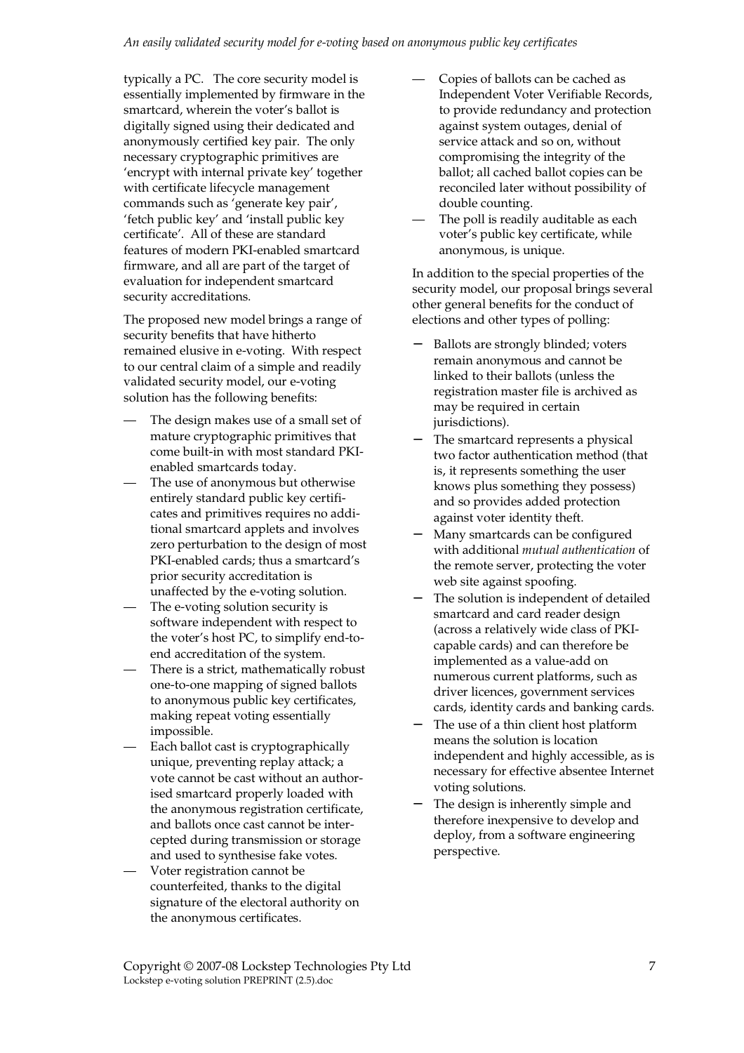typically a PC. The core security model is essentially implemented by firmware in the smartcard, wherein the voter's ballot is digitally signed using their dedicated and anonymously certified key pair. The only necessary cryptographic primitives are 'encrypt with internal private key' together with certificate lifecycle management commands such as 'generate key pair', 'fetch public key' and 'install public key certificate'. All of these are standard features of modern PKI-enabled smartcard firmware, and all are part of the target of evaluation for independent smartcard security accreditations.

The proposed new model brings a range of security benefits that have hitherto remained elusive in e-voting. With respect to our central claim of a simple and readily validated security model, our e-voting solution has the following benefits:

- The design makes use of a small set of mature cryptographic primitives that come built-in with most standard PKI-enabled smartcards today.
- The use of anonymous but otherwise entirely standard public key certificates and primitives requires no additional smartcard applets and involves zero perturbation to the design of most PKI-enabled cards; thus a smartcard's prior security accreditation is unaffected by the e-voting solution.
- The e-voting solution security is software independent with respect to the voter's host PC, to simplify end-to-end accreditation of the system.
- There is a strict, mathematically robust one-to-one mapping of signed ballots to anonymous public key certificates, making repeat voting essentially impossible.
- Each ballot cast is cryptographically unique, preventing replay attack; a vote cannot be cast without an authorised smartcard properly loaded with the anonymous registration certificate, and ballots once cast cannot be intercepted during transmission or storage and used to synthesise fake votes.
- Voter registration cannot be counterfeited, thanks to the digital signature of the electoral authority on the anonymous certificates.
- Copies of ballots can be cached as Independent Voter Verifiable Records, to provide redundancy and protection against system outages, denial of service attack and so on, without compromising the integrity of the ballot; all cached ballot copies can be reconciled later without possibility of double counting.
- The poll is readily auditable as each voter's public key certificate, while anonymous, is unique.

In addition to the special properties of the security model, our proposal brings several other general benefits for the conduct of elections and other types of polling:

- Ballots are strongly blinded; voters remain anonymous and cannot be linked to their ballots (unless the registration master file is archived as may be required in certain jurisdictions).
- The smartcard represents a physical two factor authentication method (that is, it represents something the user knows plus something they possess) and so provides added protection against voter identity theft.
- Many smartcards can be configured with additional *mutual authentication* of the remote server, protecting the voter web site against spoofing.
- The solution is independent of detailed smartcard and card reader design (across a relatively wide class of PKI-capable cards) and can therefore be implemented as a value-add on numerous current platforms, such as driver licences, government services cards, identity cards and banking cards.
- The use of a thin client host platform means the solution is location independent and highly accessible, as is necessary for effective absentee Internet voting solutions.
- The design is inherently simple and therefore inexpensive to develop and deploy, from a software engineering perspective.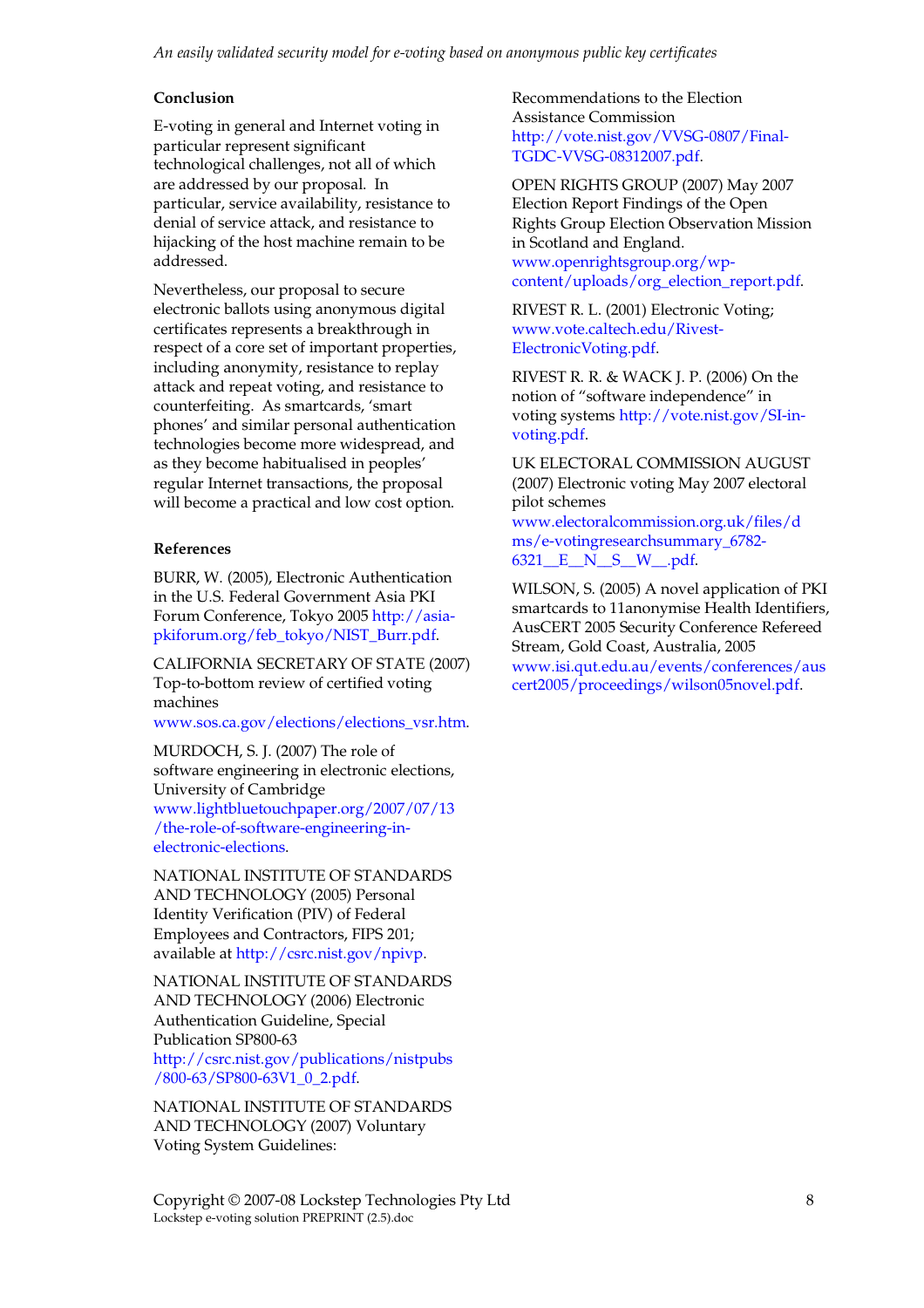## Conclusion

E-voting in general and Internet voting in particular represent significant technological challenges, not all of which are addressed by our proposal. In particular, service availability, resistance to denial of service attack, and resistance to hijacking of the host machine remain to be addressed.

Nevertheless, our proposal to secure electronic ballots using anonymous digital certificates represents a breakthrough in respect of a core set of important properties, including anonymity, resistance to replay attack and repeat voting, and resistance to counterfeiting. As smartcards, 'smart phones' and similar personal authentication technologies become more widespread, and as they become habitualised in peoples' regular Internet transactions, the proposal will become a practical and low cost option.

## References

BURR, W. (2005), Electronic Authentication in the U.S. Federal Government Asia PKI Forum Conference, Tokyo 2005 http://asia-pkiforum.org/feb_tokyo/NIST_Burr.pdf.

CALIFORNIA SECRETARY OF STATE (2007) Top-to-bottom review of certified voting machines www.sos.ca.gov/elections/elections_vsr.htm.

MURDOCH, S. J. (2007) The role of software engineering in electronic elections, University of Cambridge www.lightbluetouchpaper.org/2007/07/13/the-role-of-software-engineering-in-electronic-elections.

NATIONAL INSTITUTE OF STANDARDS AND TECHNOLOGY (2005) Personal Identity Verification (PIV) of Federal Employees and Contractors, FIPS 201; available at http://csrc.nist.gov/npivp.

NATIONAL INSTITUTE OF STANDARDS AND TECHNOLOGY (2006) Electronic Authentication Guideline, Special Publication SP800-63 http://csrc.nist.gov/publications/nistpubs/800-63/SP800-63V1_0_2.pdf.

NATIONAL INSTITUTE OF STANDARDS AND TECHNOLOGY (2007) Voluntary Voting System Guidelines: Recommendations to the Election Assistance Commission http://vote.nist.gov/VVSG-0807/Final-TGDC-VVSG-08312007.pdf.

OPEN RIGHTS GROUP (2007) May 2007 Election Report Findings of the Open Rights Group Election Observation Mission in Scotland and England. www.openrightsgroup.org/wp-content/uploads/org_election_report.pdf.

RIVEST R. L. (2001) Electronic Voting; www.vote.caltech.edu/Rivest-ElectronicVoting.pdf.

RIVEST R. R. & WACK J. P. (2006) On the notion of "software independence" in voting systems http://vote.nist.gov/SI-in-voting.pdf.

UK ELECTORAL COMMISSION AUGUST (2007) Electronic voting May 2007 electoral pilot schemes www.electoralcommission.org.uk/files/dms/e-votingresearchsummary_6782-6321__E__N__S__W__.pdf.

WILSON, S. (2005) A novel application of PKI smartcards to 11anonymise Health Identifiers, AusCERT 2005 Security Conference Refereed Stream, Gold Coast, Australia, 2005 www.isi.qut.edu.au/events/conferences/auscert2005/proceedings/wilson05novel.pdf.

Copyright © 2007-08 Lockstep Technologies Pty Ltd
Lockstep e-voting solution PREPRINT (2.5).doc